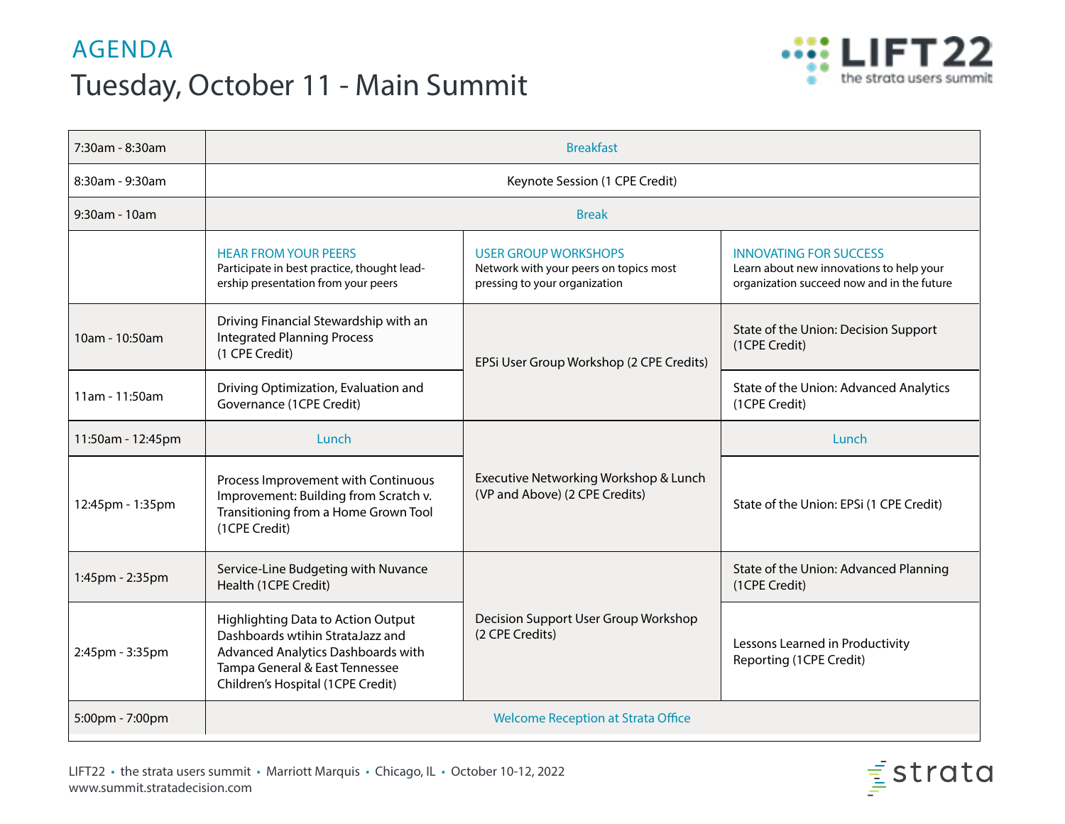# AGENDA

## Tuesday, October 11 - Main Summit

LIFT22 the strata users summit

| Time | HEAR FROM YOUR PEERS<br>Participate in best practice, thought leadership presentation from your peers | USER GROUP WORKSHOPS<br>Network with your peers on topics most pressing to your organization | INNOVATING FOR SUCCESS<br>Learn about new innovations to help your organization succeed now and in the future |
|---|---|---|---|
| 7:30am - 8:30am | Breakfast | | |
| 8:30am - 9:30am | Keynote Session (1 CPE Credit) | | |
| 9:30am - 10am | Break | | |
| 10am - 10:50am | Driving Financial Stewardship with an Integrated Planning Process (1 CPE Credit) | EPSi User Group Workshop (2 CPE Credits) | State of the Union: Decision Support (1CPE Credit) |
| 11am - 11:50am | Driving Optimization, Evaluation and Governance (1CPE Credit) | | State of the Union: Advanced Analytics (1CPE Credit) |
| 11:50am - 12:45pm | Lunch | Executive Networking Workshop & Lunch (VP and Above) (2 CPE Credits) | Lunch |
| 12:45pm - 1:35pm | Process Improvement with Continuous Improvement: Building from Scratch v. Transitioning from a Home Grown Tool (1CPE Credit) | | State of the Union: EPSi (1 CPE Credit) |
| 1:45pm - 2:35pm | Service-Line Budgeting with Nuvance Health (1CPE Credit) | Decision Support User Group Workshop (2 CPE Credits) | State of the Union: Advanced Planning (1CPE Credit) |
| 2:45pm - 3:35pm | Highlighting Data to Action Output Dashboards wtihin StrataJazz and Advanced Analytics Dashboards with Tampa General & East Tennessee Children's Hospital (1CPE Credit) | | Lessons Learned in Productivity Reporting (1CPE Credit) |
| 5:00pm - 7:00pm | Welcome Reception at Strata Office | | |

LIFT22 • the strata users summit • Marriott Marquis • Chicago, IL • October 10-12, 2022
www.summit.stratadecision.com

strata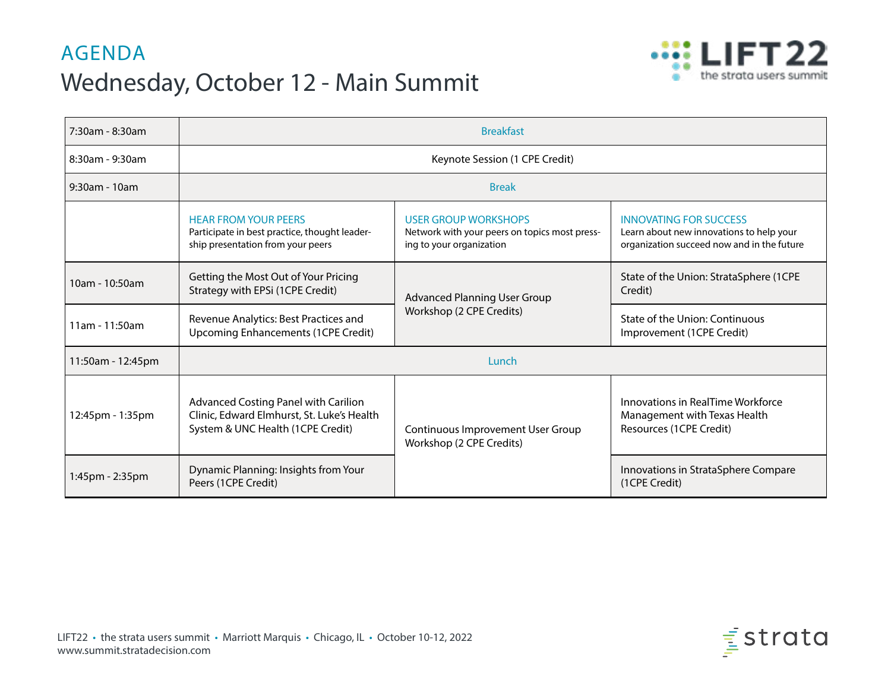AGENDA

# Wednesday, October 12 - Main Summit

LIFT22 the strata users summit

| | | | |
|---|---|---|---|
| 7:30am - 8:30am | Breakfast | | |
| 8:30am - 9:30am | Keynote Session (1 CPE Credit) | | |
| 9:30am - 10am | Break | | |
| | HEAR FROM YOUR PEERS<br>Participate in best practice, thought leadership presentation from your peers | USER GROUP WORKSHOPS<br>Network with your peers on topics most pressing to your organization | INNOVATING FOR SUCCESS<br>Learn about new innovations to help your organization succeed now and in the future |
| 10am - 10:50am | Getting the Most Out of Your Pricing Strategy with EPSi (1CPE Credit) | Advanced Planning User Group Workshop (2 CPE Credits) | State of the Union: StrataSphere (1CPE Credit) |
| 11am - 11:50am | Revenue Analytics: Best Practices and Upcoming Enhancements (1CPE Credit) | | State of the Union: Continuous Improvement (1CPE Credit) |
| 11:50am - 12:45pm | Lunch | | |
| 12:45pm - 1:35pm | Advanced Costing Panel with Carilion Clinic, Edward Elmhurst, St. Luke's Health System & UNC Health (1CPE Credit) | Continuous Improvement User Group Workshop (2 CPE Credits) | Innovations in RealTime Workforce Management with Texas Health Resources (1CPE Credit) |
| 1:45pm - 2:35pm | Dynamic Planning: Insights from Your Peers (1CPE Credit) | | Innovations in StrataSphere Compare (1CPE Credit) |

LIFT22 • the strata users summit • Marriott Marquis • Chicago, IL • October 10-12, 2022
www.summit.stratadecision.com

strata